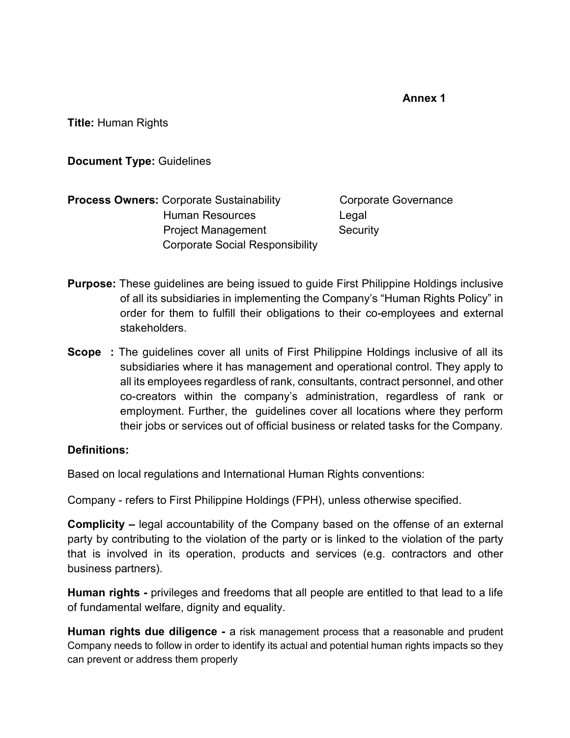**Annex 1**

**Title:** Human Rights

**Document Type:** Guidelines

**Process Owners:** Corporate Sustainability, Corporate Governance, Human Resources, Legal, Project Management, Security, Corporate Social Responsibility

**Purpose:** These guidelines are being issued to guide First Philippine Holdings inclusive of all its subsidiaries in implementing the Company's "Human Rights Policy" in order for them to fulfill their obligations to their co-employees and external stakeholders.

**Scope :** The guidelines cover all units of First Philippine Holdings inclusive of all its subsidiaries where it has management and operational control. They apply to all its employees regardless of rank, consultants, contract personnel, and other co-creators within the company's administration, regardless of rank or employment. Further, the guidelines cover all locations where they perform their jobs or services out of official business or related tasks for the Company.

**Definitions:**

Based on local regulations and International Human Rights conventions:

Company - refers to First Philippine Holdings (FPH), unless otherwise specified.

**Complicity –** legal accountability of the Company based on the offense of an external party by contributing to the violation of the party or is linked to the violation of the party that is involved in its operation, products and services (e.g. contractors and other business partners).

**Human rights -** privileges and freedoms that all people are entitled to that lead to a life of fundamental welfare, dignity and equality.

**Human rights due diligence -** a risk management process that a reasonable and prudent Company needs to follow in order to identify its actual and potential human rights impacts so they can prevent or address them properly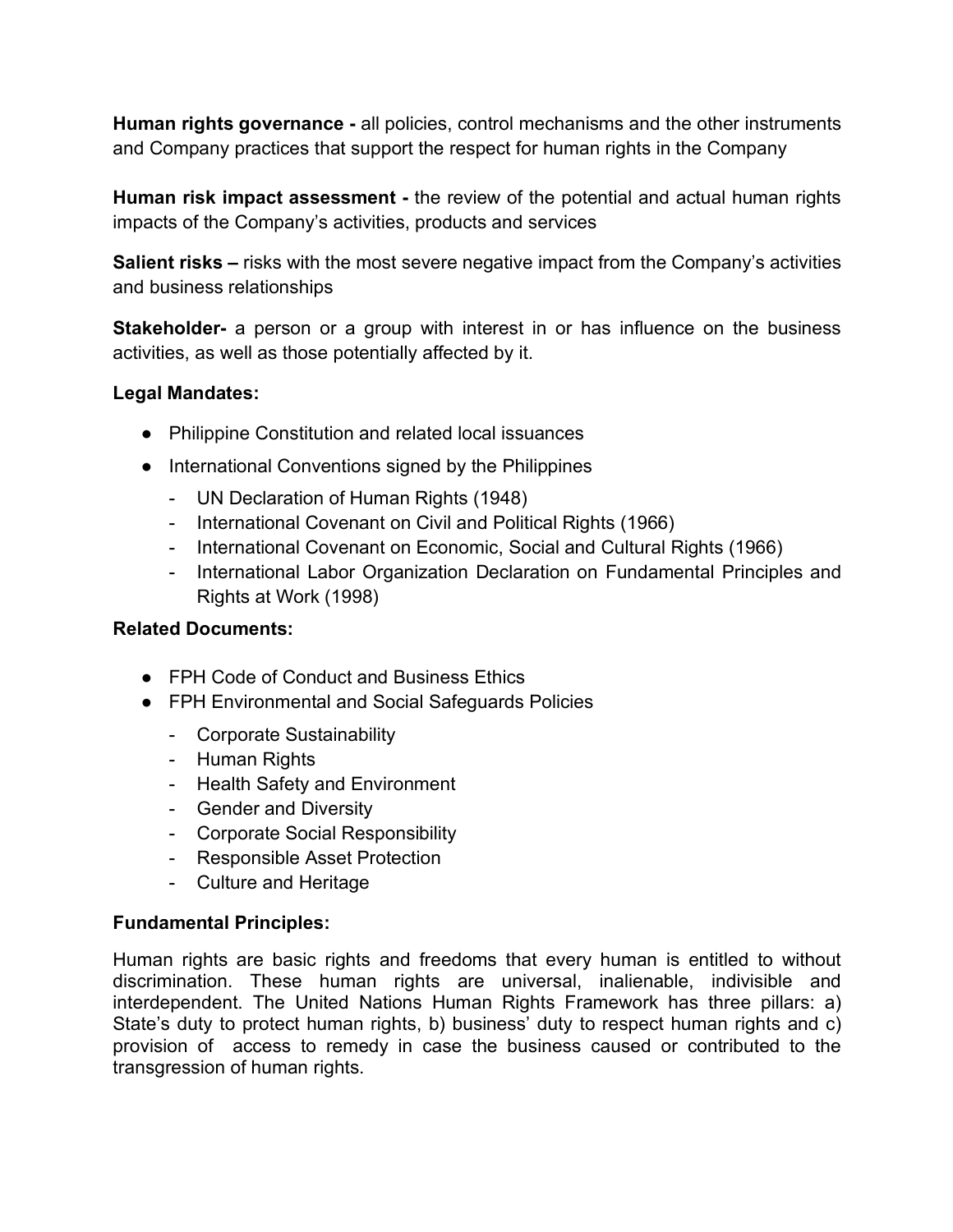**Human rights governance -** all policies, control mechanisms and the other instruments and Company practices that support the respect for human rights in the Company

**Human risk impact assessment -** the review of the potential and actual human rights impacts of the Company's activities, products and services

**Salient risks –** risks with the most severe negative impact from the Company's activities and business relationships

**Stakeholder-** a person or a group with interest in or has influence on the business activities, as well as those potentially affected by it.

**Legal Mandates:**

- Philippine Constitution and related local issuances
- International Conventions signed by the Philippines
  - UN Declaration of Human Rights (1948)
  - International Covenant on Civil and Political Rights (1966)
  - International Covenant on Economic, Social and Cultural Rights (1966)
  - International Labor Organization Declaration on Fundamental Principles and Rights at Work (1998)

**Related Documents:**

- FPH Code of Conduct and Business Ethics
- FPH Environmental and Social Safeguards Policies
  - Corporate Sustainability
  - Human Rights
  - Health Safety and Environment
  - Gender and Diversity
  - Corporate Social Responsibility
  - Responsible Asset Protection
  - Culture and Heritage

**Fundamental Principles:**

Human rights are basic rights and freedoms that every human is entitled to without discrimination. These human rights are universal, inalienable, indivisible and interdependent. The United Nations Human Rights Framework has three pillars: a) State's duty to protect human rights, b) business' duty to respect human rights and c) provision of access to remedy in case the business caused or contributed to the transgression of human rights.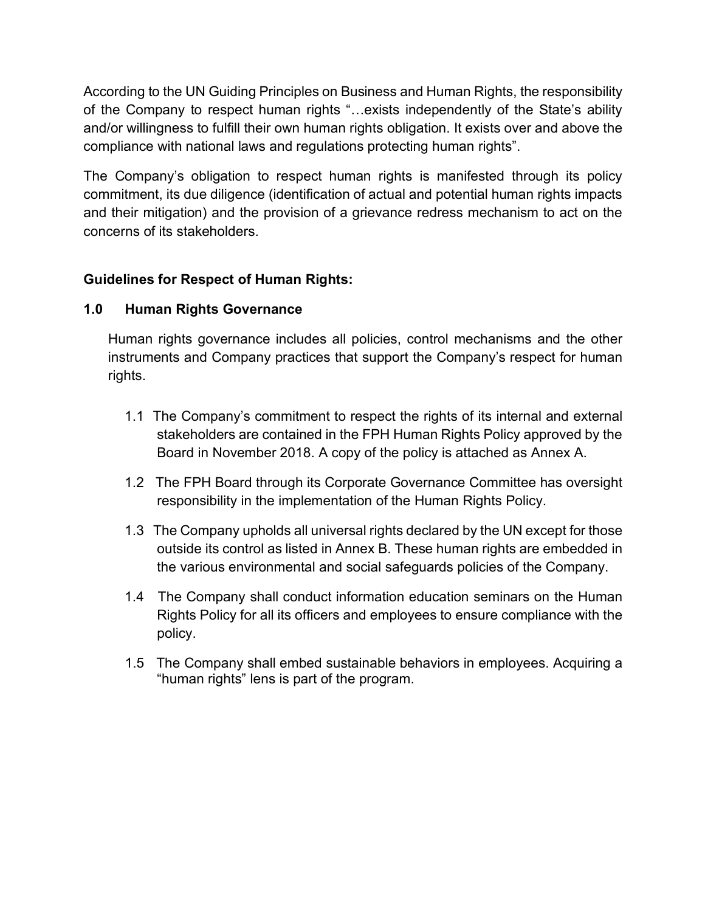According to the UN Guiding Principles on Business and Human Rights, the responsibility of the Company to respect human rights "…exists independently of the State's ability and/or willingness to fulfill their own human rights obligation. It exists over and above the compliance with national laws and regulations protecting human rights".

The Company's obligation to respect human rights is manifested through its policy commitment, its due diligence (identification of actual and potential human rights impacts and their mitigation) and the provision of a grievance redress mechanism to act on the concerns of its stakeholders.

**Guidelines for Respect of Human Rights:**

## 1.0 Human Rights Governance

Human rights governance includes all policies, control mechanisms and the other instruments and Company practices that support the Company's respect for human rights.

1.1 The Company's commitment to respect the rights of its internal and external stakeholders are contained in the FPH Human Rights Policy approved by the Board in November 2018. A copy of the policy is attached as Annex A.

1.2 The FPH Board through its Corporate Governance Committee has oversight responsibility in the implementation of the Human Rights Policy.

1.3 The Company upholds all universal rights declared by the UN except for those outside its control as listed in Annex B. These human rights are embedded in the various environmental and social safeguards policies of the Company.

1.4 The Company shall conduct information education seminars on the Human Rights Policy for all its officers and employees to ensure compliance with the policy.

1.5 The Company shall embed sustainable behaviors in employees. Acquiring a "human rights" lens is part of the program.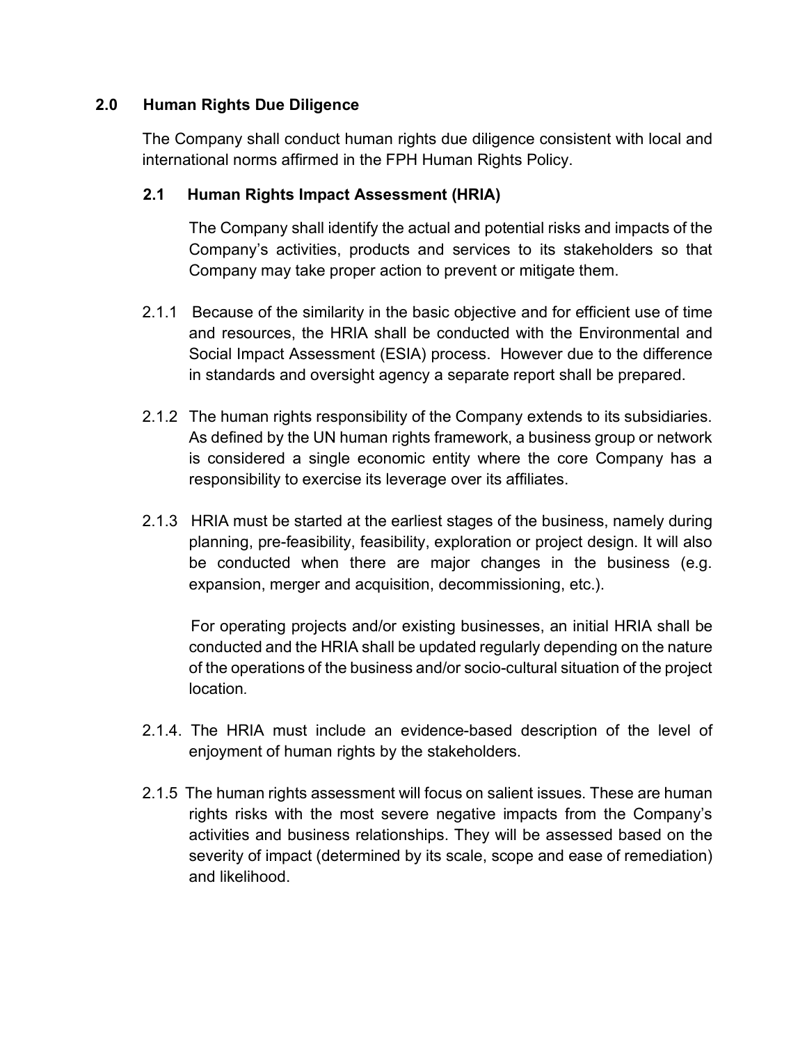## 2.0 Human Rights Due Diligence

The Company shall conduct human rights due diligence consistent with local and international norms affirmed in the FPH Human Rights Policy.

### 2.1 Human Rights Impact Assessment (HRIA)

The Company shall identify the actual and potential risks and impacts of the Company's activities, products and services to its stakeholders so that Company may take proper action to prevent or mitigate them.

2.1.1 Because of the similarity in the basic objective and for efficient use of time and resources, the HRIA shall be conducted with the Environmental and Social Impact Assessment (ESIA) process. However due to the difference in standards and oversight agency a separate report shall be prepared.

2.1.2 The human rights responsibility of the Company extends to its subsidiaries. As defined by the UN human rights framework, a business group or network is considered a single economic entity where the core Company has a responsibility to exercise its leverage over its affiliates.

2.1.3 HRIA must be started at the earliest stages of the business, namely during planning, pre-feasibility, feasibility, exploration or project design. It will also be conducted when there are major changes in the business (e.g. expansion, merger and acquisition, decommissioning, etc.).

For operating projects and/or existing businesses, an initial HRIA shall be conducted and the HRIA shall be updated regularly depending on the nature of the operations of the business and/or socio-cultural situation of the project location.

2.1.4. The HRIA must include an evidence-based description of the level of enjoyment of human rights by the stakeholders.

2.1.5 The human rights assessment will focus on salient issues. These are human rights risks with the most severe negative impacts from the Company's activities and business relationships. They will be assessed based on the severity of impact (determined by its scale, scope and ease of remediation) and likelihood.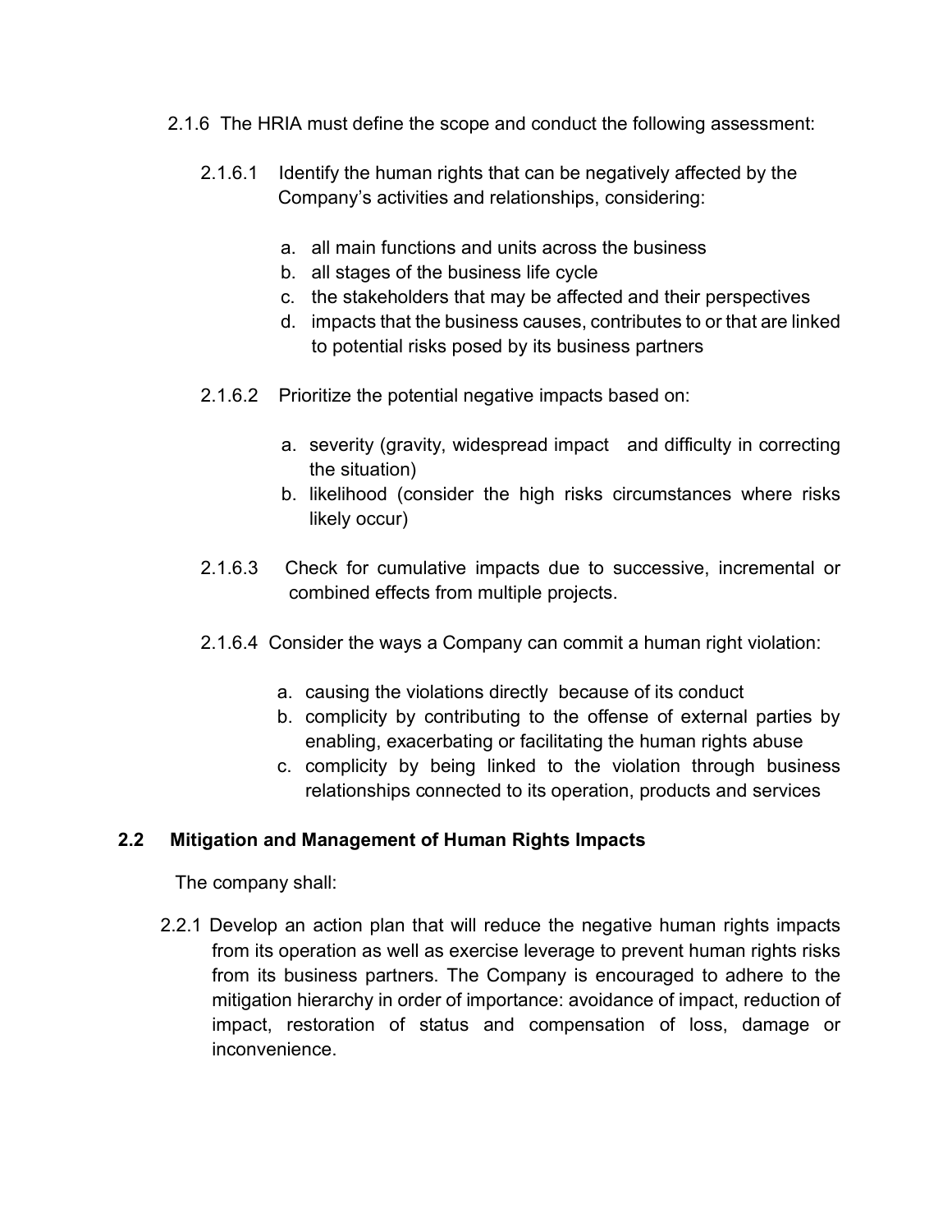2.1.6 The HRIA must define the scope and conduct the following assessment:

2.1.6.1 Identify the human rights that can be negatively affected by the Company's activities and relationships, considering:

a. all main functions and units across the business
b. all stages of the business life cycle
c. the stakeholders that may be affected and their perspectives
d. impacts that the business causes, contributes to or that are linked to potential risks posed by its business partners

2.1.6.2 Prioritize the potential negative impacts based on:

a. severity (gravity, widespread impact and difficulty in correcting the situation)
b. likelihood (consider the high risks circumstances where risks likely occur)

2.1.6.3 Check for cumulative impacts due to successive, incremental or combined effects from multiple projects.

2.1.6.4 Consider the ways a Company can commit a human right violation:

a. causing the violations directly because of its conduct
b. complicity by contributing to the offense of external parties by enabling, exacerbating or facilitating the human rights abuse
c. complicity by being linked to the violation through business relationships connected to its operation, products and services

## 2.2 Mitigation and Management of Human Rights Impacts

The company shall:

2.2.1 Develop an action plan that will reduce the negative human rights impacts from its operation as well as exercise leverage to prevent human rights risks from its business partners. The Company is encouraged to adhere to the mitigation hierarchy in order of importance: avoidance of impact, reduction of impact, restoration of status and compensation of loss, damage or inconvenience.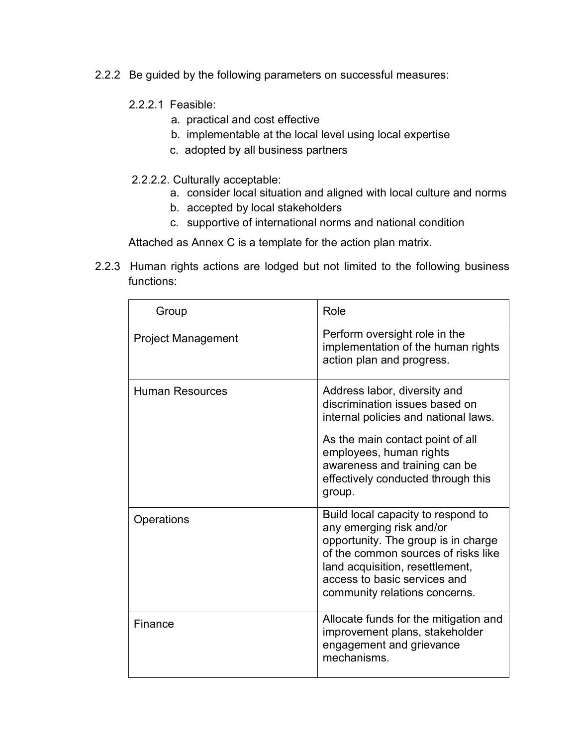2.2.2 Be guided by the following parameters on successful measures:

2.2.2.1 Feasible:

a. practical and cost effective
b. implementable at the local level using local expertise
c. adopted by all business partners

2.2.2.2. Culturally acceptable:

a. consider local situation and aligned with local culture and norms
b. accepted by local stakeholders
c. supportive of international norms and national condition

Attached as Annex C is a template for the action plan matrix.

2.2.3 Human rights actions are lodged but not limited to the following business functions:

| Group | Role |
| --- | --- |
| Project Management | Perform oversight role in the implementation of the human rights action plan and progress. |
| Human Resources | Address labor, diversity and discrimination issues based on internal policies and national laws.<br><br>As the main contact point of all employees, human rights awareness and training can be effectively conducted through this group. |
| Operations | Build local capacity to respond to any emerging risk and/or opportunity. The group is in charge of the common sources of risks like land acquisition, resettlement, access to basic services and community relations concerns. |
| Finance | Allocate funds for the mitigation and improvement plans, stakeholder engagement and grievance mechanisms. |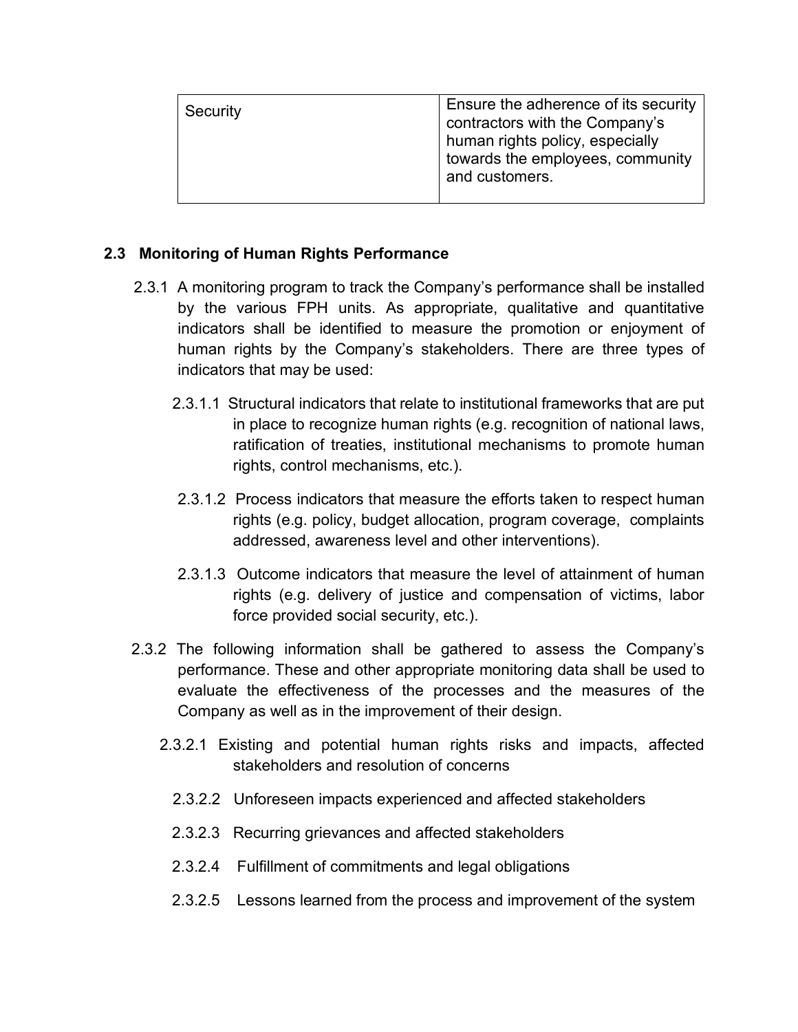| Security | Ensure the adherence of its security contractors with the Company's human rights policy, especially towards the employees, community and customers. |
|---|---|

### 2.3 Monitoring of Human Rights Performance

2.3.1 A monitoring program to track the Company's performance shall be installed by the various FPH units. As appropriate, qualitative and quantitative indicators shall be identified to measure the promotion or enjoyment of human rights by the Company's stakeholders. There are three types of indicators that may be used:

2.3.1.1 Structural indicators that relate to institutional frameworks that are put in place to recognize human rights (e.g. recognition of national laws, ratification of treaties, institutional mechanisms to promote human rights, control mechanisms, etc.).

2.3.1.2 Process indicators that measure the efforts taken to respect human rights (e.g. policy, budget allocation, program coverage, complaints addressed, awareness level and other interventions).

2.3.1.3 Outcome indicators that measure the level of attainment of human rights (e.g. delivery of justice and compensation of victims, labor force provided social security, etc.).

2.3.2 The following information shall be gathered to assess the Company's performance. These and other appropriate monitoring data shall be used to evaluate the effectiveness of the processes and the measures of the Company as well as in the improvement of their design.

2.3.2.1 Existing and potential human rights risks and impacts, affected stakeholders and resolution of concerns

2.3.2.2 Unforeseen impacts experienced and affected stakeholders

2.3.2.3 Recurring grievances and affected stakeholders

2.3.2.4 Fulfillment of commitments and legal obligations

2.3.2.5 Lessons learned from the process and improvement of the system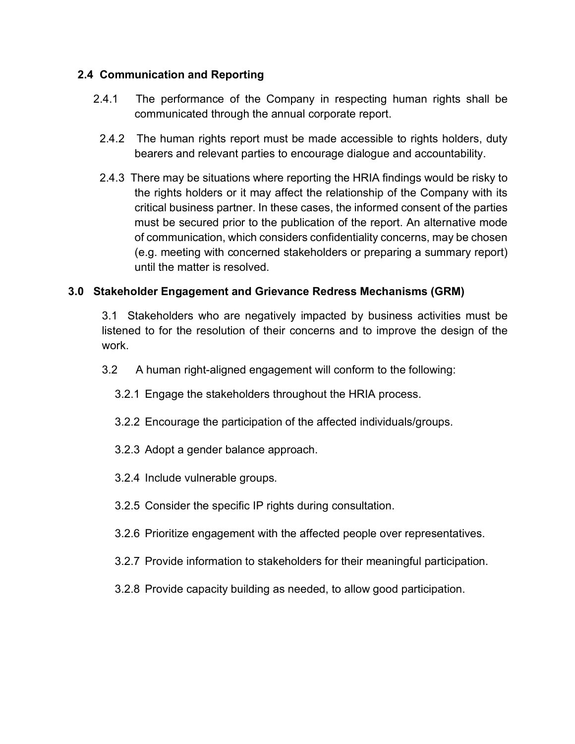## 2.4 Communication and Reporting

2.4.1 The performance of the Company in respecting human rights shall be communicated through the annual corporate report.

2.4.2 The human rights report must be made accessible to rights holders, duty bearers and relevant parties to encourage dialogue and accountability.

2.4.3 There may be situations where reporting the HRIA findings would be risky to the rights holders or it may affect the relationship of the Company with its critical business partner. In these cases, the informed consent of the parties must be secured prior to the publication of the report. An alternative mode of communication, which considers confidentiality concerns, may be chosen (e.g. meeting with concerned stakeholders or preparing a summary report) until the matter is resolved.

# 3.0 Stakeholder Engagement and Grievance Redress Mechanisms (GRM)

3.1 Stakeholders who are negatively impacted by business activities must be listened to for the resolution of their concerns and to improve the design of the work.

3.2 A human right-aligned engagement will conform to the following:

3.2.1 Engage the stakeholders throughout the HRIA process.

3.2.2 Encourage the participation of the affected individuals/groups.

3.2.3 Adopt a gender balance approach.

3.2.4 Include vulnerable groups.

3.2.5 Consider the specific IP rights during consultation.

3.2.6 Prioritize engagement with the affected people over representatives.

3.2.7 Provide information to stakeholders for their meaningful participation.

3.2.8 Provide capacity building as needed, to allow good participation.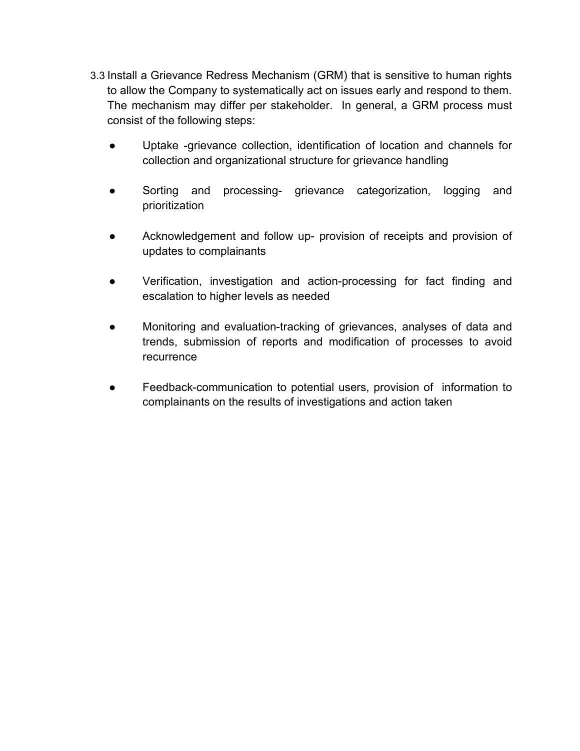3.3 Install a Grievance Redress Mechanism (GRM) that is sensitive to human rights to allow the Company to systematically act on issues early and respond to them. The mechanism may differ per stakeholder. In general, a GRM process must consist of the following steps:

- Uptake -grievance collection, identification of location and channels for collection and organizational structure for grievance handling
- Sorting and processing- grievance categorization, logging and prioritization
- Acknowledgement and follow up- provision of receipts and provision of updates to complainants
- Verification, investigation and action-processing for fact finding and escalation to higher levels as needed
- Monitoring and evaluation-tracking of grievances, analyses of data and trends, submission of reports and modification of processes to avoid recurrence
- Feedback-communication to potential users, provision of information to complainants on the results of investigations and action taken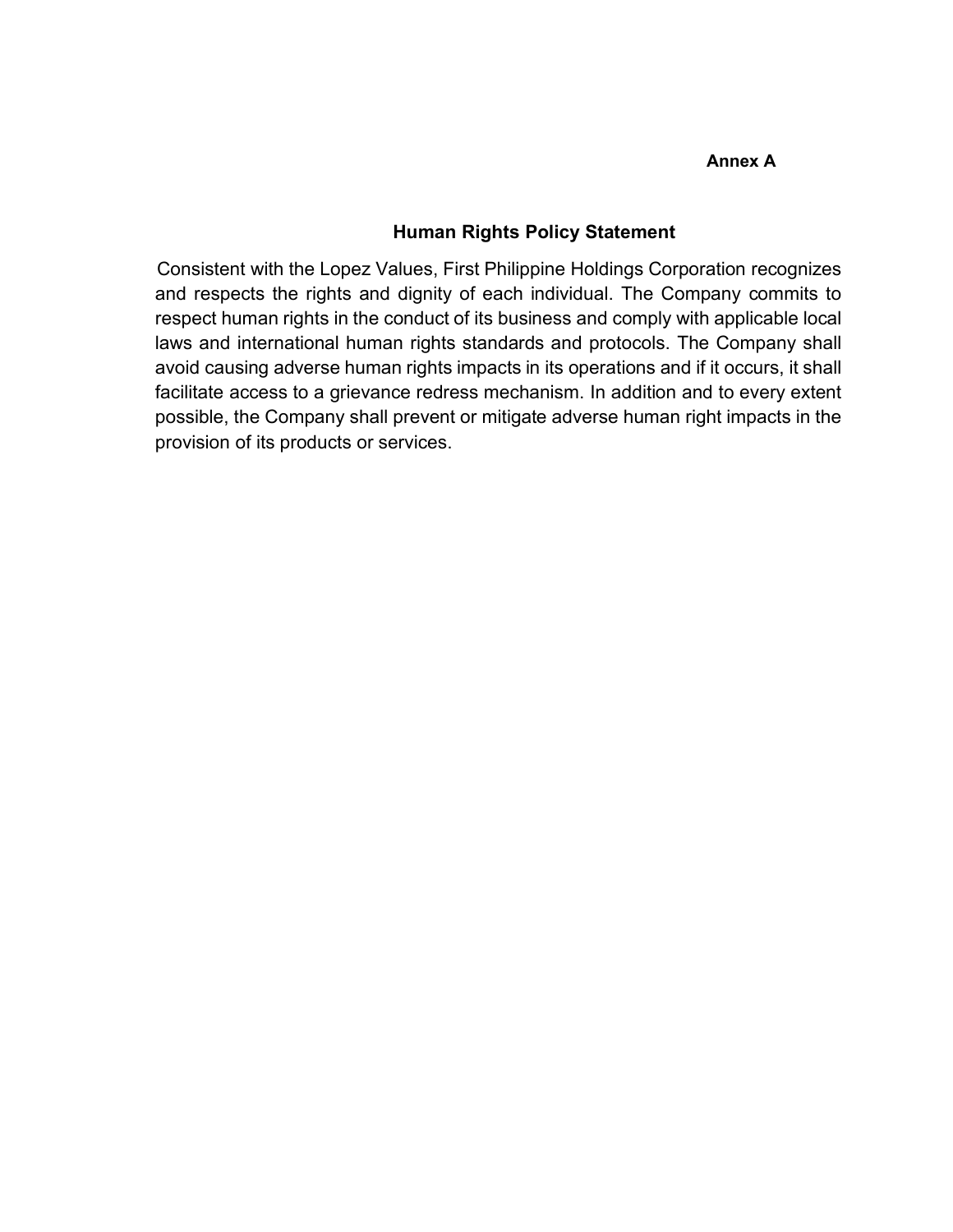**Annex A**

## Human Rights Policy Statement

Consistent with the Lopez Values, First Philippine Holdings Corporation recognizes and respects the rights and dignity of each individual. The Company commits to respect human rights in the conduct of its business and comply with applicable local laws and international human rights standards and protocols. The Company shall avoid causing adverse human rights impacts in its operations and if it occurs, it shall facilitate access to a grievance redress mechanism. In addition and to every extent possible, the Company shall prevent or mitigate adverse human right impacts in the provision of its products or services.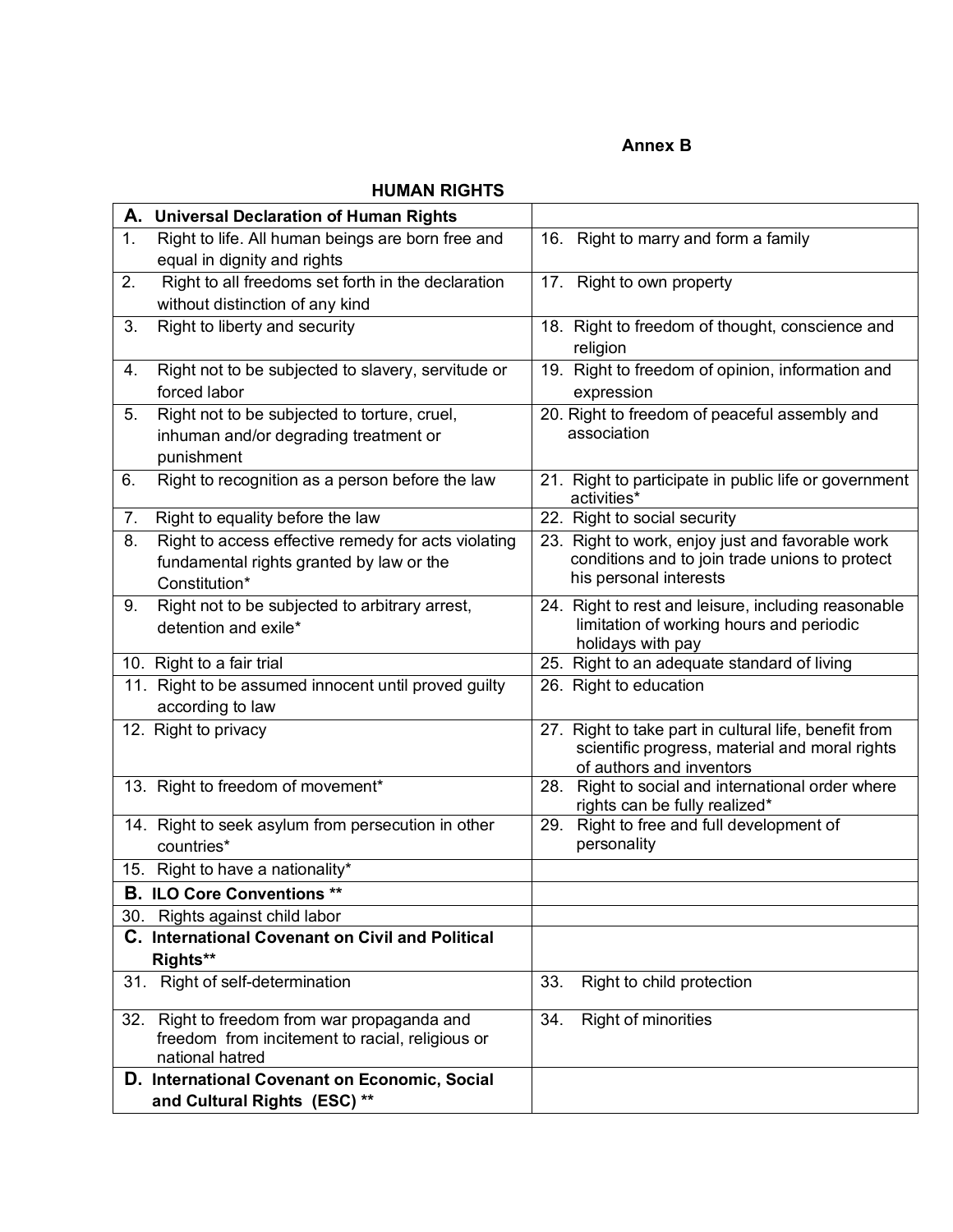**Annex B**

## HUMAN RIGHTS

| **A. Universal Declaration of Human Rights** | |
|---|---|
| 1. Right to life. All human beings are born free and equal in dignity and rights | 16. Right to marry and form a family |
| 2. Right to all freedoms set forth in the declaration without distinction of any kind | 17. Right to own property |
| 3. Right to liberty and security | 18. Right to freedom of thought, conscience and religion |
| 4. Right not to be subjected to slavery, servitude or forced labor | 19. Right to freedom of opinion, information and expression |
| 5. Right not to be subjected to torture, cruel, inhuman and/or degrading treatment or punishment | 20. Right to freedom of peaceful assembly and association |
| 6. Right to recognition as a person before the law | 21. Right to participate in public life or government activities* |
| 7. Right to equality before the law | 22. Right to social security |
| 8. Right to access effective remedy for acts violating fundamental rights granted by law or the Constitution* | 23. Right to work, enjoy just and favorable work conditions and to join trade unions to protect his personal interests |
| 9. Right not to be subjected to arbitrary arrest, detention and exile* | 24. Right to rest and leisure, including reasonable limitation of working hours and periodic holidays with pay |
| 10. Right to a fair trial | 25. Right to an adequate standard of living |
| 11. Right to be assumed innocent until proved guilty according to law | 26. Right to education |
| 12. Right to privacy | 27. Right to take part in cultural life, benefit from scientific progress, material and moral rights of authors and inventors |
| 13. Right to freedom of movement* | 28. Right to social and international order where rights can be fully realized* |
| 14. Right to seek asylum from persecution in other countries* | 29. Right to free and full development of personality |
| 15. Right to have a nationality* | |
| **B. ILO Core Conventions \*\*** | |
| 30. Rights against child labor | |
| **C. International Covenant on Civil and Political Rights\*\*** | |
| 31. Right of self-determination | 33. Right to child protection |
| 32. Right to freedom from war propaganda and freedom from incitement to racial, religious or national hatred | 34. Right of minorities |
| **D. International Covenant on Economic, Social and Cultural Rights (ESC) \*\*** | |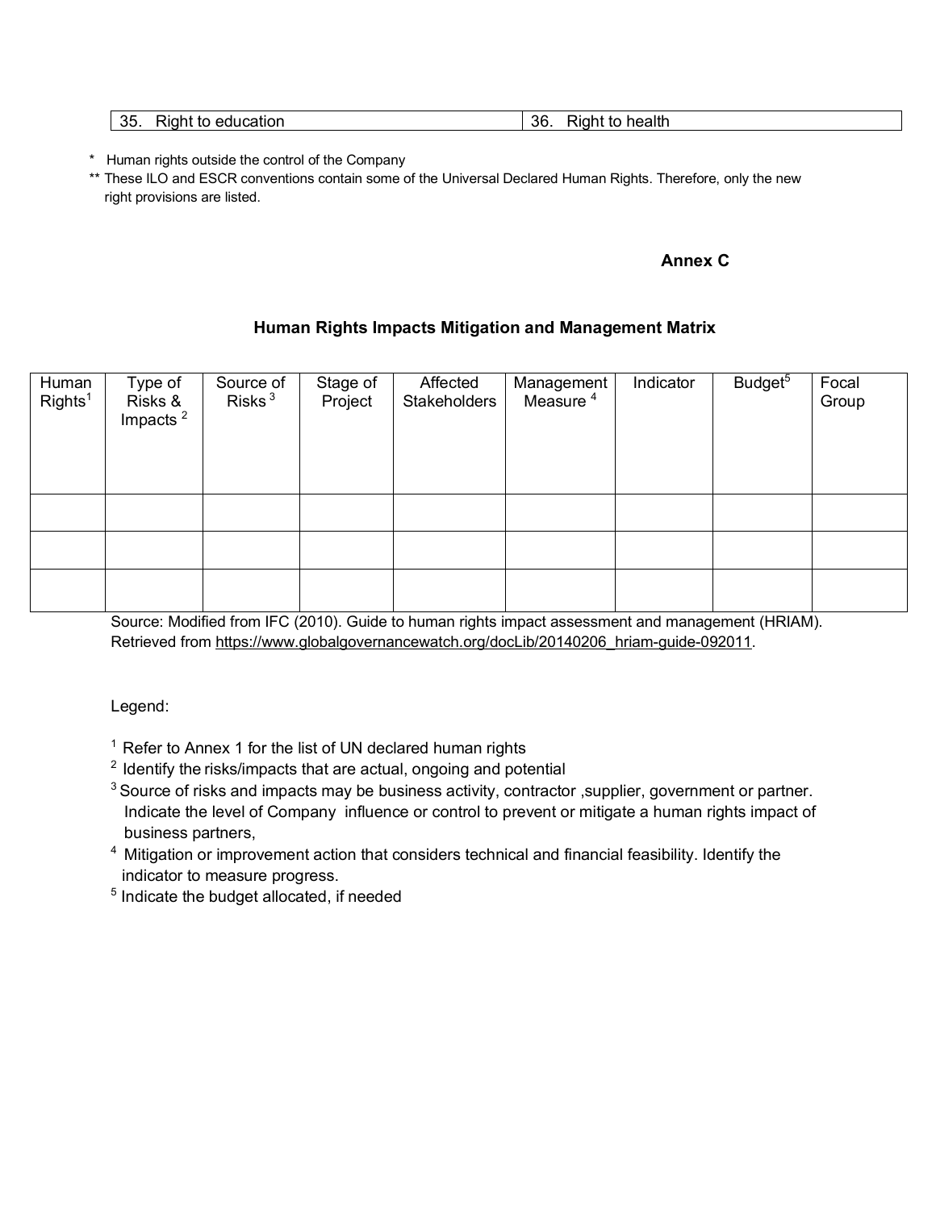| | |
|---|---|
| 35. Right to education | 36. Right to health |

\* Human rights outside the control of the Company

** These ILO and ESCR conventions contain some of the Universal Declared Human Rights. Therefore, only the new right provisions are listed.

**Annex C**

### Human Rights Impacts Mitigation and Management Matrix

| Human Rights[1] | Type of Risks & Impacts [2] | Source of Risks [3] | Stage of Project | Affected Stakeholders | Management Measure [4] | Indicator | Budget[5] | Focal Group |
|---|---|---|---|---|---|---|---|---|
| | | | | | | | | |
| | | | | | | | | |
| | | | | | | | | |

Source: Modified from IFC (2010). Guide to human rights impact assessment and management (HRIAM). Retrieved from https://www.globalgovernancewatch.org/docLib/20140206_hriam-guide-092011.

Legend:

[1] Refer to Annex 1 for the list of UN declared human rights

[2] Identify the risks/impacts that are actual, ongoing and potential

[3] Source of risks and impacts may be business activity, contractor ,supplier, government or partner. Indicate the level of Company influence or control to prevent or mitigate a human rights impact of business partners,

[4] Mitigation or improvement action that considers technical and financial feasibility. Identify the indicator to measure progress.

[5] Indicate the budget allocated, if needed